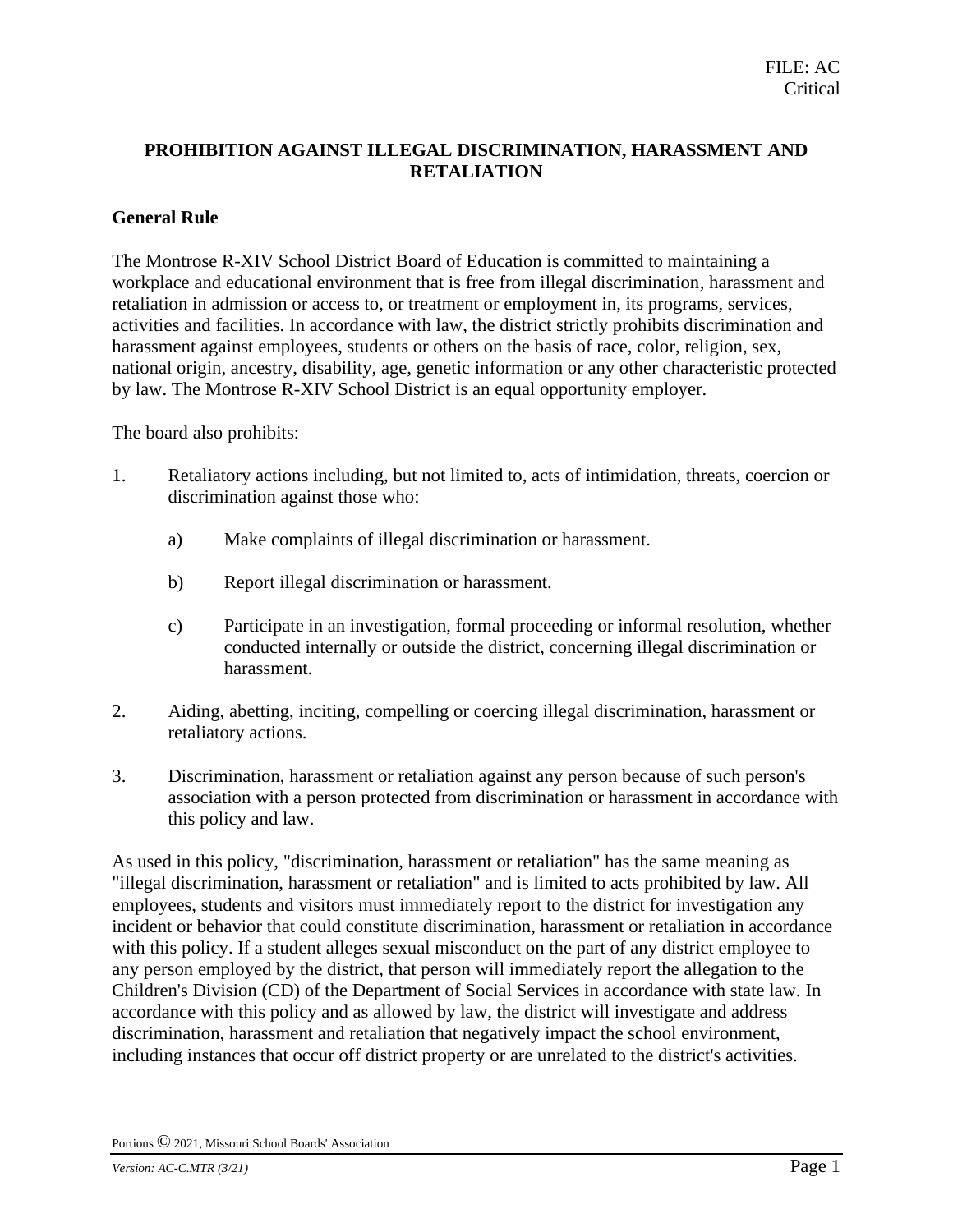FILE: AC
Critical

# PROHIBITION AGAINST ILLEGAL DISCRIMINATION, HARASSMENT AND RETALIATION

## General Rule

The Montrose R-XIV School District Board of Education is committed to maintaining a workplace and educational environment that is free from illegal discrimination, harassment and retaliation in admission or access to, or treatment or employment in, its programs, services, activities and facilities. In accordance with law, the district strictly prohibits discrimination and harassment against employees, students or others on the basis of race, color, religion, sex, national origin, ancestry, disability, age, genetic information or any other characteristic protected by law. The Montrose R-XIV School District is an equal opportunity employer.

The board also prohibits:

1. Retaliatory actions including, but not limited to, acts of intimidation, threats, coercion or discrimination against those who:

    a) Make complaints of illegal discrimination or harassment.

    b) Report illegal discrimination or harassment.

    c) Participate in an investigation, formal proceeding or informal resolution, whether conducted internally or outside the district, concerning illegal discrimination or harassment.

2. Aiding, abetting, inciting, compelling or coercing illegal discrimination, harassment or retaliatory actions.

3. Discrimination, harassment or retaliation against any person because of such person's association with a person protected from discrimination or harassment in accordance with this policy and law.

As used in this policy, "discrimination, harassment or retaliation" has the same meaning as "illegal discrimination, harassment or retaliation" and is limited to acts prohibited by law. All employees, students and visitors must immediately report to the district for investigation any incident or behavior that could constitute discrimination, harassment or retaliation in accordance with this policy. If a student alleges sexual misconduct on the part of any district employee to any person employed by the district, that person will immediately report the allegation to the Children's Division (CD) of the Department of Social Services in accordance with state law. In accordance with this policy and as allowed by law, the district will investigate and address discrimination, harassment and retaliation that negatively impact the school environment, including instances that occur off district property or are unrelated to the district's activities.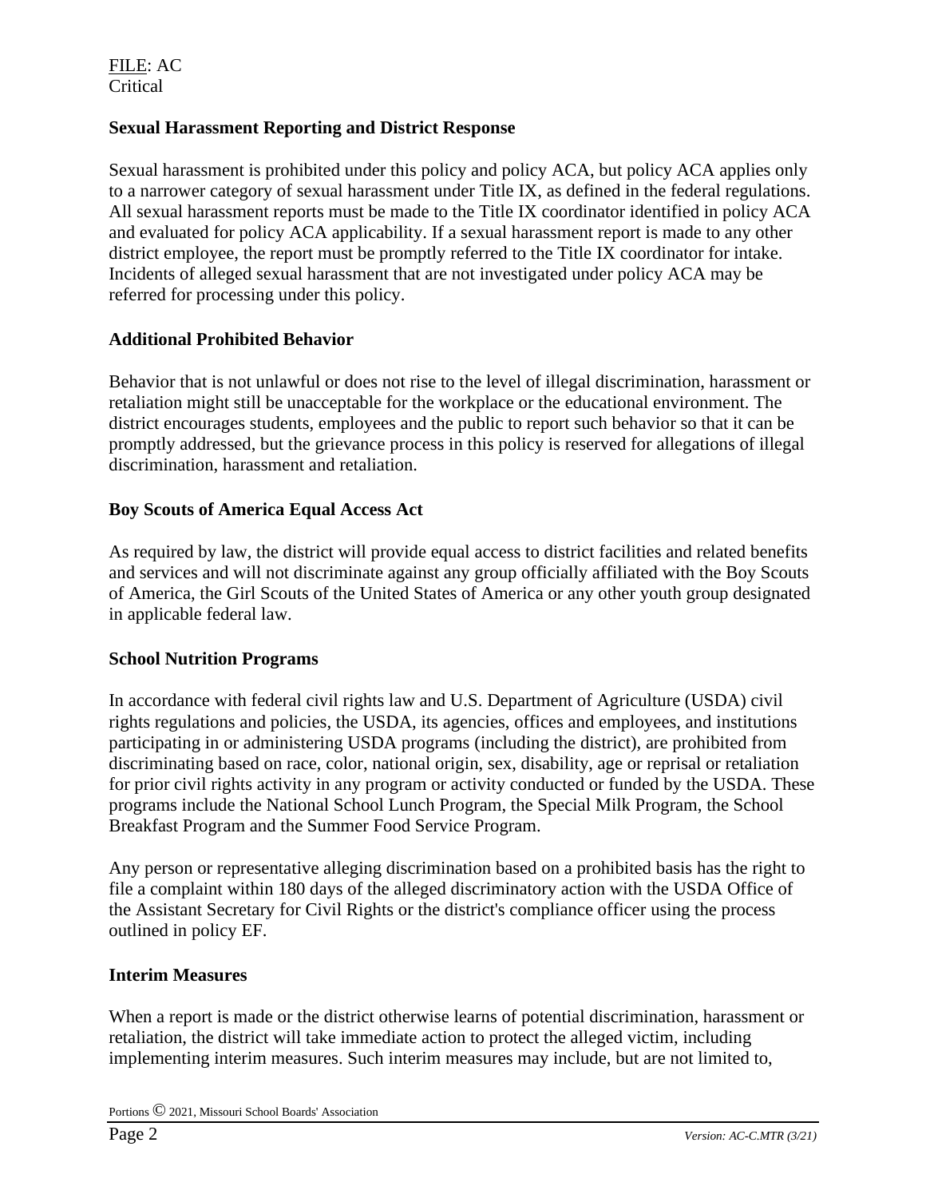FILE: AC
Critical

**Sexual Harassment Reporting and District Response**

Sexual harassment is prohibited under this policy and policy ACA, but policy ACA applies only to a narrower category of sexual harassment under Title IX, as defined in the federal regulations. All sexual harassment reports must be made to the Title IX coordinator identified in policy ACA and evaluated for policy ACA applicability. If a sexual harassment report is made to any other district employee, the report must be promptly referred to the Title IX coordinator for intake. Incidents of alleged sexual harassment that are not investigated under policy ACA may be referred for processing under this policy.

**Additional Prohibited Behavior**

Behavior that is not unlawful or does not rise to the level of illegal discrimination, harassment or retaliation might still be unacceptable for the workplace or the educational environment. The district encourages students, employees and the public to report such behavior so that it can be promptly addressed, but the grievance process in this policy is reserved for allegations of illegal discrimination, harassment and retaliation.

**Boy Scouts of America Equal Access Act**

As required by law, the district will provide equal access to district facilities and related benefits and services and will not discriminate against any group officially affiliated with the Boy Scouts of America, the Girl Scouts of the United States of America or any other youth group designated in applicable federal law.

**School Nutrition Programs**

In accordance with federal civil rights law and U.S. Department of Agriculture (USDA) civil rights regulations and policies, the USDA, its agencies, offices and employees, and institutions participating in or administering USDA programs (including the district), are prohibited from discriminating based on race, color, national origin, sex, disability, age or reprisal or retaliation for prior civil rights activity in any program or activity conducted or funded by the USDA. These programs include the National School Lunch Program, the Special Milk Program, the School Breakfast Program and the Summer Food Service Program.

Any person or representative alleging discrimination based on a prohibited basis has the right to file a complaint within 180 days of the alleged discriminatory action with the USDA Office of the Assistant Secretary for Civil Rights or the district's compliance officer using the process outlined in policy EF.

**Interim Measures**

When a report is made or the district otherwise learns of potential discrimination, harassment or retaliation, the district will take immediate action to protect the alleged victim, including implementing interim measures. Such interim measures may include, but are not limited to,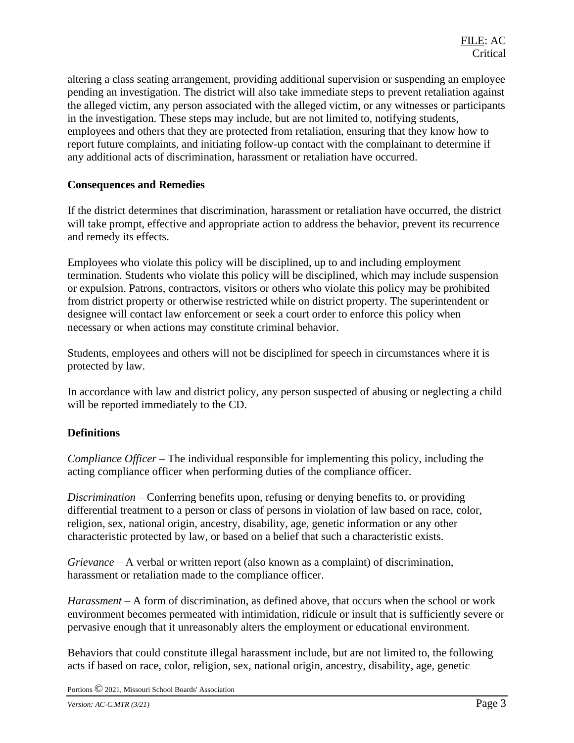altering a class seating arrangement, providing additional supervision or suspending an employee pending an investigation. The district will also take immediate steps to prevent retaliation against the alleged victim, any person associated with the alleged victim, or any witnesses or participants in the investigation. These steps may include, but are not limited to, notifying students, employees and others that they are protected from retaliation, ensuring that they know how to report future complaints, and initiating follow-up contact with the complainant to determine if any additional acts of discrimination, harassment or retaliation have occurred.

**Consequences and Remedies**

If the district determines that discrimination, harassment or retaliation have occurred, the district will take prompt, effective and appropriate action to address the behavior, prevent its recurrence and remedy its effects.

Employees who violate this policy will be disciplined, up to and including employment termination. Students who violate this policy will be disciplined, which may include suspension or expulsion. Patrons, contractors, visitors or others who violate this policy may be prohibited from district property or otherwise restricted while on district property. The superintendent or designee will contact law enforcement or seek a court order to enforce this policy when necessary or when actions may constitute criminal behavior.

Students, employees and others will not be disciplined for speech in circumstances where it is protected by law.

In accordance with law and district policy, any person suspected of abusing or neglecting a child will be reported immediately to the CD.

**Definitions**

*Compliance Officer* – The individual responsible for implementing this policy, including the acting compliance officer when performing duties of the compliance officer.

*Discrimination* – Conferring benefits upon, refusing or denying benefits to, or providing differential treatment to a person or class of persons in violation of law based on race, color, religion, sex, national origin, ancestry, disability, age, genetic information or any other characteristic protected by law, or based on a belief that such a characteristic exists.

*Grievance* – A verbal or written report (also known as a complaint) of discrimination, harassment or retaliation made to the compliance officer.

*Harassment* – A form of discrimination, as defined above, that occurs when the school or work environment becomes permeated with intimidation, ridicule or insult that is sufficiently severe or pervasive enough that it unreasonably alters the employment or educational environment.

Behaviors that could constitute illegal harassment include, but are not limited to, the following acts if based on race, color, religion, sex, national origin, ancestry, disability, age, genetic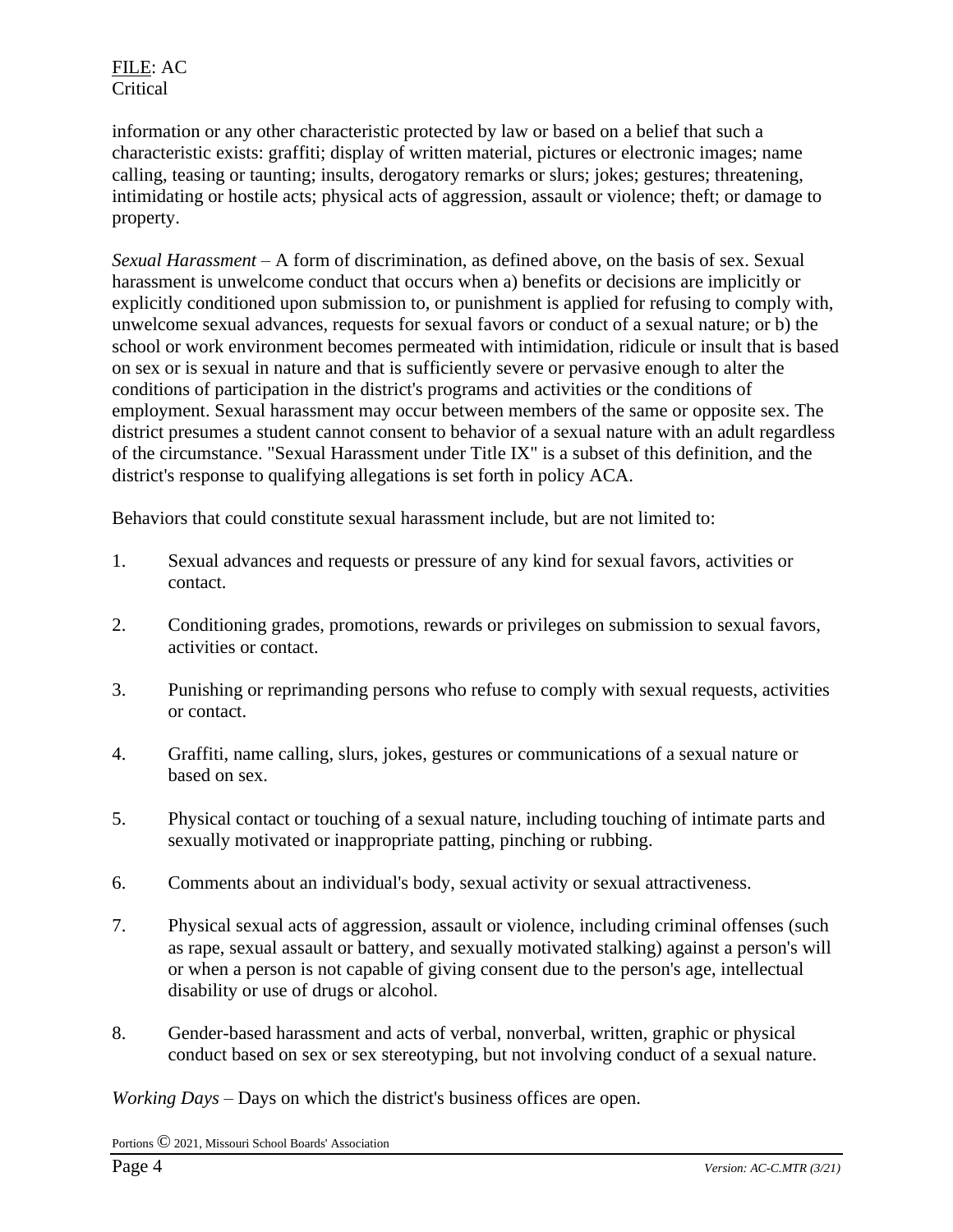information or any other characteristic protected by law or based on a belief that such a characteristic exists: graffiti; display of written material, pictures or electronic images; name calling, teasing or taunting; insults, derogatory remarks or slurs; jokes; gestures; threatening, intimidating or hostile acts; physical acts of aggression, assault or violence; theft; or damage to property.

*Sexual Harassment* – A form of discrimination, as defined above, on the basis of sex. Sexual harassment is unwelcome conduct that occurs when a) benefits or decisions are implicitly or explicitly conditioned upon submission to, or punishment is applied for refusing to comply with, unwelcome sexual advances, requests for sexual favors or conduct of a sexual nature; or b) the school or work environment becomes permeated with intimidation, ridicule or insult that is based on sex or is sexual in nature and that is sufficiently severe or pervasive enough to alter the conditions of participation in the district's programs and activities or the conditions of employment. Sexual harassment may occur between members of the same or opposite sex. The district presumes a student cannot consent to behavior of a sexual nature with an adult regardless of the circumstance. "Sexual Harassment under Title IX" is a subset of this definition, and the district's response to qualifying allegations is set forth in policy ACA.

Behaviors that could constitute sexual harassment include, but are not limited to:

1. Sexual advances and requests or pressure of any kind for sexual favors, activities or contact.

2. Conditioning grades, promotions, rewards or privileges on submission to sexual favors, activities or contact.

3. Punishing or reprimanding persons who refuse to comply with sexual requests, activities or contact.

4. Graffiti, name calling, slurs, jokes, gestures or communications of a sexual nature or based on sex.

5. Physical contact or touching of a sexual nature, including touching of intimate parts and sexually motivated or inappropriate patting, pinching or rubbing.

6. Comments about an individual's body, sexual activity or sexual attractiveness.

7. Physical sexual acts of aggression, assault or violence, including criminal offenses (such as rape, sexual assault or battery, and sexually motivated stalking) against a person's will or when a person is not capable of giving consent due to the person's age, intellectual disability or use of drugs or alcohol.

8. Gender-based harassment and acts of verbal, nonverbal, written, graphic or physical conduct based on sex or sex stereotyping, but not involving conduct of a sexual nature.

*Working Days* – Days on which the district's business offices are open.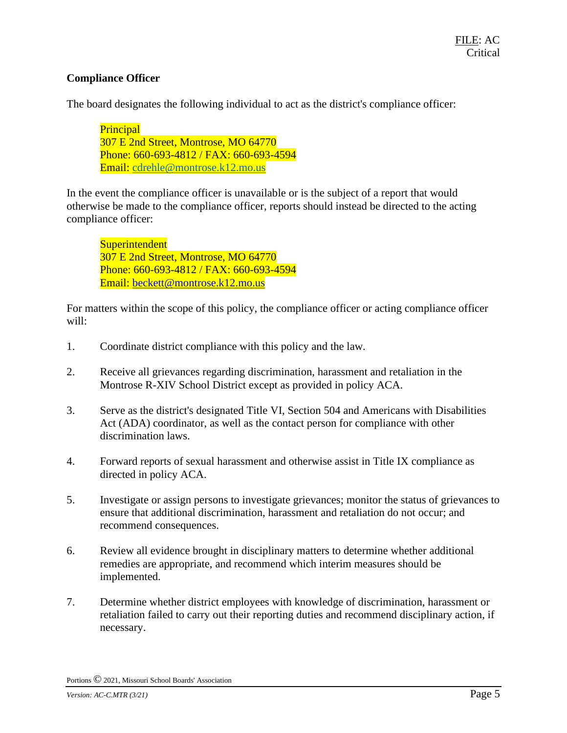**Compliance Officer**

The board designates the following individual to act as the district's compliance officer:

> Principal
> 307 E 2nd Street, Montrose, MO 64770
> Phone: 660-693-4812 / FAX: 660-693-4594
> Email: cdrehle@montrose.k12.mo.us

In the event the compliance officer is unavailable or is the subject of a report that would otherwise be made to the compliance officer, reports should instead be directed to the acting compliance officer:

> Superintendent
> 307 E 2nd Street, Montrose, MO 64770
> Phone: 660-693-4812 / FAX: 660-693-4594
> Email: beckett@montrose.k12.mo.us

For matters within the scope of this policy, the compliance officer or acting compliance officer will:

1. Coordinate district compliance with this policy and the law.

2. Receive all grievances regarding discrimination, harassment and retaliation in the Montrose R-XIV School District except as provided in policy ACA.

3. Serve as the district's designated Title VI, Section 504 and Americans with Disabilities Act (ADA) coordinator, as well as the contact person for compliance with other discrimination laws.

4. Forward reports of sexual harassment and otherwise assist in Title IX compliance as directed in policy ACA.

5. Investigate or assign persons to investigate grievances; monitor the status of grievances to ensure that additional discrimination, harassment and retaliation do not occur; and recommend consequences.

6. Review all evidence brought in disciplinary matters to determine whether additional remedies are appropriate, and recommend which interim measures should be implemented.

7. Determine whether district employees with knowledge of discrimination, harassment or retaliation failed to carry out their reporting duties and recommend disciplinary action, if necessary.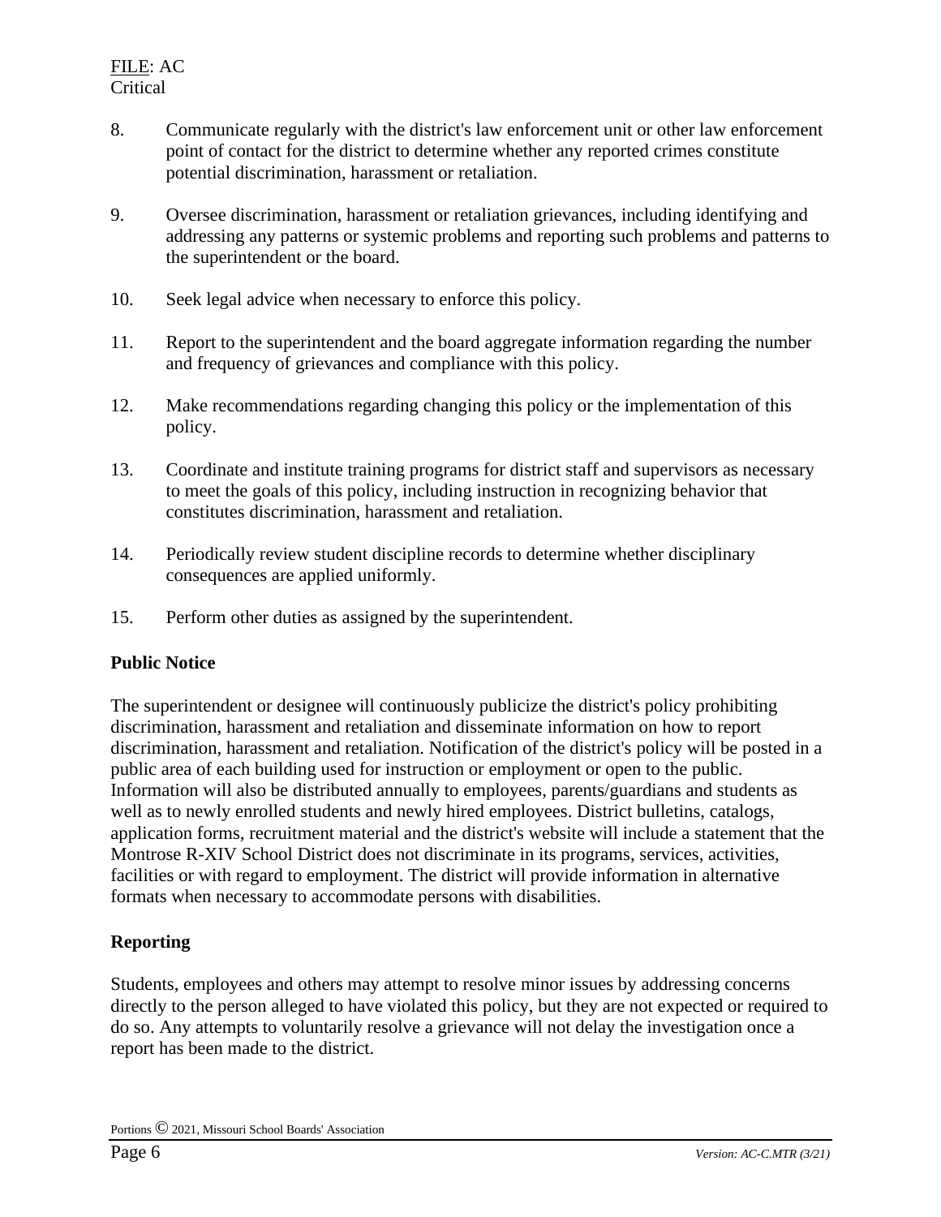8. Communicate regularly with the district's law enforcement unit or other law enforcement point of contact for the district to determine whether any reported crimes constitute potential discrimination, harassment or retaliation.

9. Oversee discrimination, harassment or retaliation grievances, including identifying and addressing any patterns or systemic problems and reporting such problems and patterns to the superintendent or the board.

10. Seek legal advice when necessary to enforce this policy.

11. Report to the superintendent and the board aggregate information regarding the number and frequency of grievances and compliance with this policy.

12. Make recommendations regarding changing this policy or the implementation of this policy.

13. Coordinate and institute training programs for district staff and supervisors as necessary to meet the goals of this policy, including instruction in recognizing behavior that constitutes discrimination, harassment and retaliation.

14. Periodically review student discipline records to determine whether disciplinary consequences are applied uniformly.

15. Perform other duties as assigned by the superintendent.

**Public Notice**

The superintendent or designee will continuously publicize the district's policy prohibiting discrimination, harassment and retaliation and disseminate information on how to report discrimination, harassment and retaliation. Notification of the district's policy will be posted in a public area of each building used for instruction or employment or open to the public. Information will also be distributed annually to employees, parents/guardians and students as well as to newly enrolled students and newly hired employees. District bulletins, catalogs, application forms, recruitment material and the district's website will include a statement that the Montrose R-XIV School District does not discriminate in its programs, services, activities, facilities or with regard to employment. The district will provide information in alternative formats when necessary to accommodate persons with disabilities.

**Reporting**

Students, employees and others may attempt to resolve minor issues by addressing concerns directly to the person alleged to have violated this policy, but they are not expected or required to do so. Any attempts to voluntarily resolve a grievance will not delay the investigation once a report has been made to the district.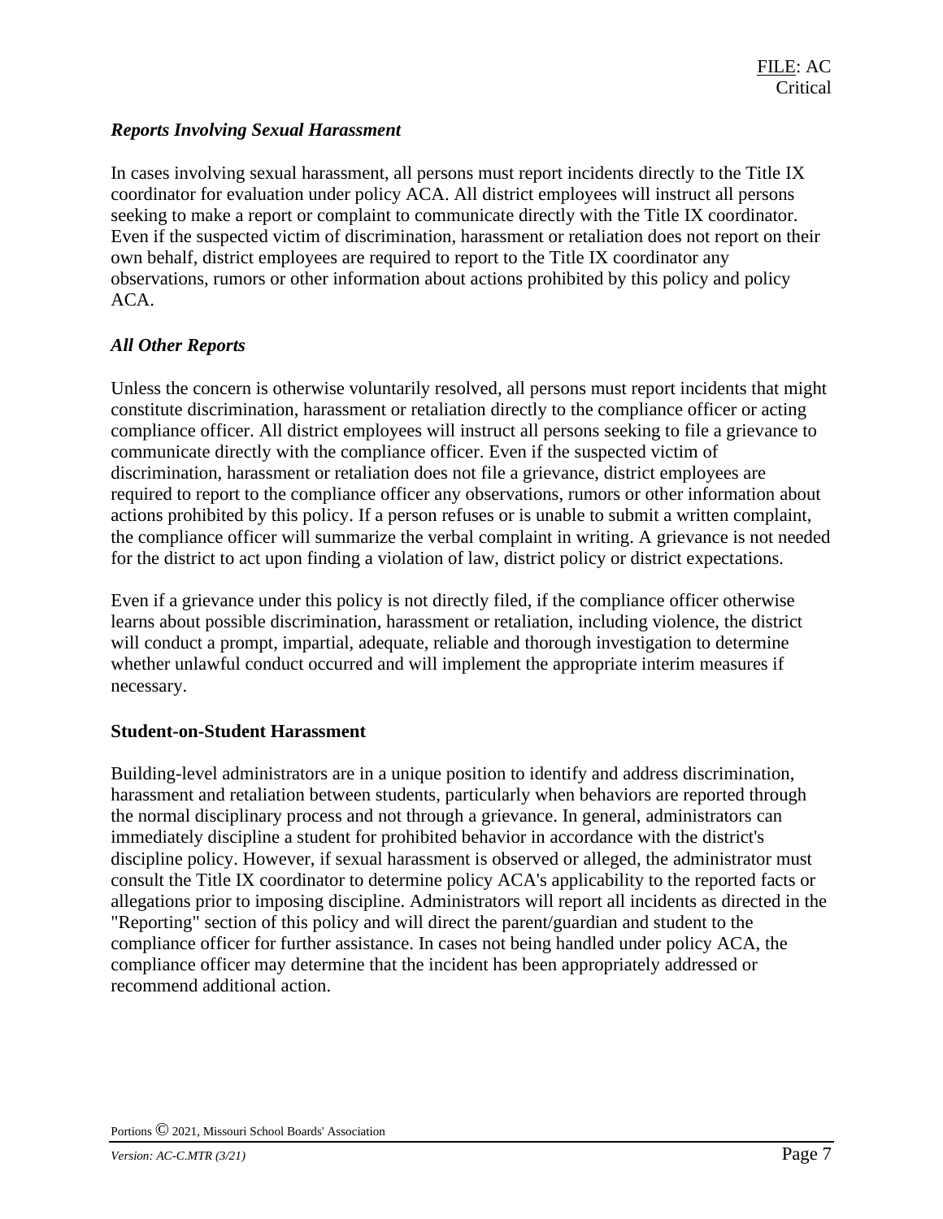### *Reports Involving Sexual Harassment*

In cases involving sexual harassment, all persons must report incidents directly to the Title IX coordinator for evaluation under policy ACA. All district employees will instruct all persons seeking to make a report or complaint to communicate directly with the Title IX coordinator. Even if the suspected victim of discrimination, harassment or retaliation does not report on their own behalf, district employees are required to report to the Title IX coordinator any observations, rumors or other information about actions prohibited by this policy and policy ACA.

### *All Other Reports*

Unless the concern is otherwise voluntarily resolved, all persons must report incidents that might constitute discrimination, harassment or retaliation directly to the compliance officer or acting compliance officer. All district employees will instruct all persons seeking to file a grievance to communicate directly with the compliance officer. Even if the suspected victim of discrimination, harassment or retaliation does not file a grievance, district employees are required to report to the compliance officer any observations, rumors or other information about actions prohibited by this policy. If a person refuses or is unable to submit a written complaint, the compliance officer will summarize the verbal complaint in writing. A grievance is not needed for the district to act upon finding a violation of law, district policy or district expectations.

Even if a grievance under this policy is not directly filed, if the compliance officer otherwise learns about possible discrimination, harassment or retaliation, including violence, the district will conduct a prompt, impartial, adequate, reliable and thorough investigation to determine whether unlawful conduct occurred and will implement the appropriate interim measures if necessary.

## **Student-on-Student Harassment**

Building-level administrators are in a unique position to identify and address discrimination, harassment and retaliation between students, particularly when behaviors are reported through the normal disciplinary process and not through a grievance. In general, administrators can immediately discipline a student for prohibited behavior in accordance with the district's discipline policy. However, if sexual harassment is observed or alleged, the administrator must consult the Title IX coordinator to determine policy ACA's applicability to the reported facts or allegations prior to imposing discipline. Administrators will report all incidents as directed in the "Reporting" section of this policy and will direct the parent/guardian and student to the compliance officer for further assistance. In cases not being handled under policy ACA, the compliance officer may determine that the incident has been appropriately addressed or recommend additional action.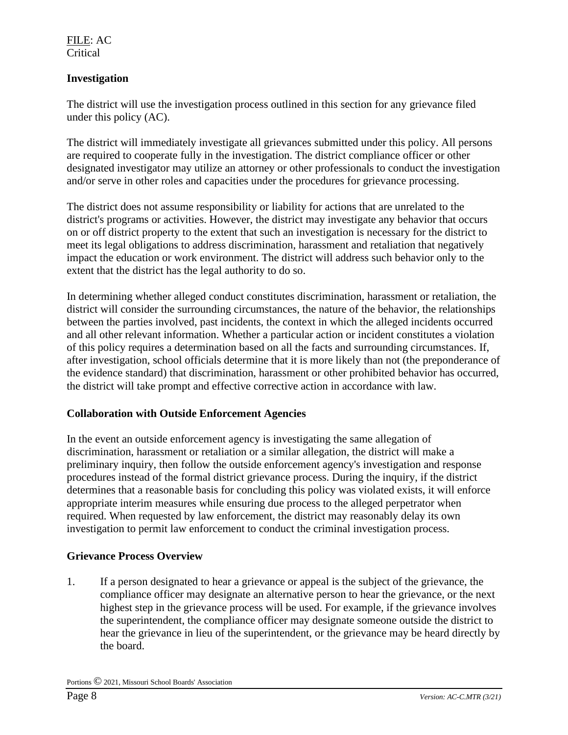### Investigation

The district will use the investigation process outlined in this section for any grievance filed under this policy (AC).

The district will immediately investigate all grievances submitted under this policy. All persons are required to cooperate fully in the investigation. The district compliance officer or other designated investigator may utilize an attorney or other professionals to conduct the investigation and/or serve in other roles and capacities under the procedures for grievance processing.

The district does not assume responsibility or liability for actions that are unrelated to the district's programs or activities. However, the district may investigate any behavior that occurs on or off district property to the extent that such an investigation is necessary for the district to meet its legal obligations to address discrimination, harassment and retaliation that negatively impact the education or work environment. The district will address such behavior only to the extent that the district has the legal authority to do so.

In determining whether alleged conduct constitutes discrimination, harassment or retaliation, the district will consider the surrounding circumstances, the nature of the behavior, the relationships between the parties involved, past incidents, the context in which the alleged incidents occurred and all other relevant information. Whether a particular action or incident constitutes a violation of this policy requires a determination based on all the facts and surrounding circumstances. If, after investigation, school officials determine that it is more likely than not (the preponderance of the evidence standard) that discrimination, harassment or other prohibited behavior has occurred, the district will take prompt and effective corrective action in accordance with law.

### Collaboration with Outside Enforcement Agencies

In the event an outside enforcement agency is investigating the same allegation of discrimination, harassment or retaliation or a similar allegation, the district will make a preliminary inquiry, then follow the outside enforcement agency's investigation and response procedures instead of the formal district grievance process. During the inquiry, if the district determines that a reasonable basis for concluding this policy was violated exists, it will enforce appropriate interim measures while ensuring due process to the alleged perpetrator when required. When requested by law enforcement, the district may reasonably delay its own investigation to permit law enforcement to conduct the criminal investigation process.

### Grievance Process Overview

1. If a person designated to hear a grievance or appeal is the subject of the grievance, the compliance officer may designate an alternative person to hear the grievance, or the next highest step in the grievance process will be used. For example, if the grievance involves the superintendent, the compliance officer may designate someone outside the district to hear the grievance in lieu of the superintendent, or the grievance may be heard directly by the board.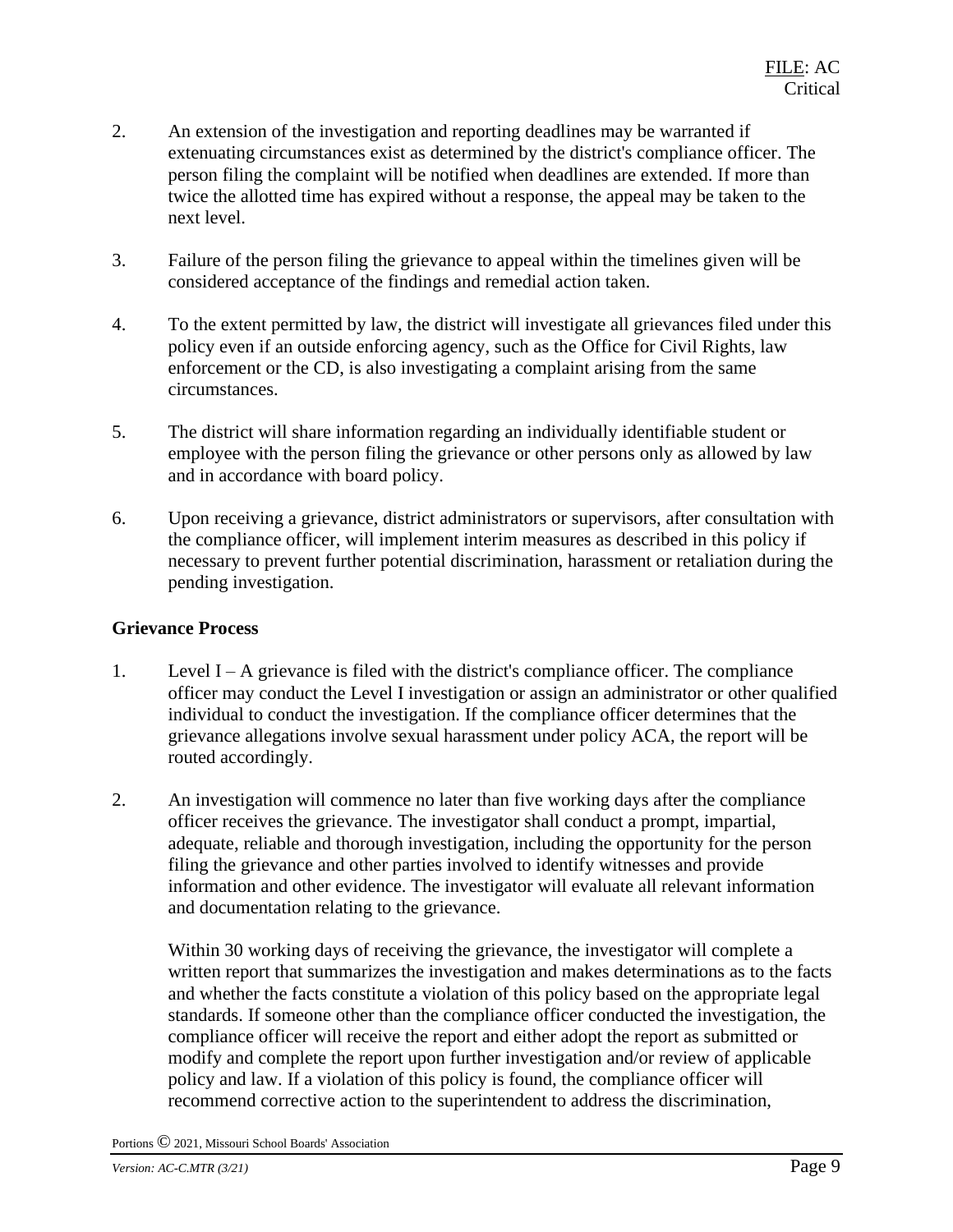2. An extension of the investigation and reporting deadlines may be warranted if extenuating circumstances exist as determined by the district's compliance officer. The person filing the complaint will be notified when deadlines are extended. If more than twice the allotted time has expired without a response, the appeal may be taken to the next level.

3. Failure of the person filing the grievance to appeal within the timelines given will be considered acceptance of the findings and remedial action taken.

4. To the extent permitted by law, the district will investigate all grievances filed under this policy even if an outside enforcing agency, such as the Office for Civil Rights, law enforcement or the CD, is also investigating a complaint arising from the same circumstances.

5. The district will share information regarding an individually identifiable student or employee with the person filing the grievance or other persons only as allowed by law and in accordance with board policy.

6. Upon receiving a grievance, district administrators or supervisors, after consultation with the compliance officer, will implement interim measures as described in this policy if necessary to prevent further potential discrimination, harassment or retaliation during the pending investigation.

**Grievance Process**

1. Level I – A grievance is filed with the district's compliance officer. The compliance officer may conduct the Level I investigation or assign an administrator or other qualified individual to conduct the investigation. If the compliance officer determines that the grievance allegations involve sexual harassment under policy ACA, the report will be routed accordingly.

2. An investigation will commence no later than five working days after the compliance officer receives the grievance. The investigator shall conduct a prompt, impartial, adequate, reliable and thorough investigation, including the opportunity for the person filing the grievance and other parties involved to identify witnesses and provide information and other evidence. The investigator will evaluate all relevant information and documentation relating to the grievance.

   Within 30 working days of receiving the grievance, the investigator will complete a written report that summarizes the investigation and makes determinations as to the facts and whether the facts constitute a violation of this policy based on the appropriate legal standards. If someone other than the compliance officer conducted the investigation, the compliance officer will receive the report and either adopt the report as submitted or modify and complete the report upon further investigation and/or review of applicable policy and law. If a violation of this policy is found, the compliance officer will recommend corrective action to the superintendent to address the discrimination,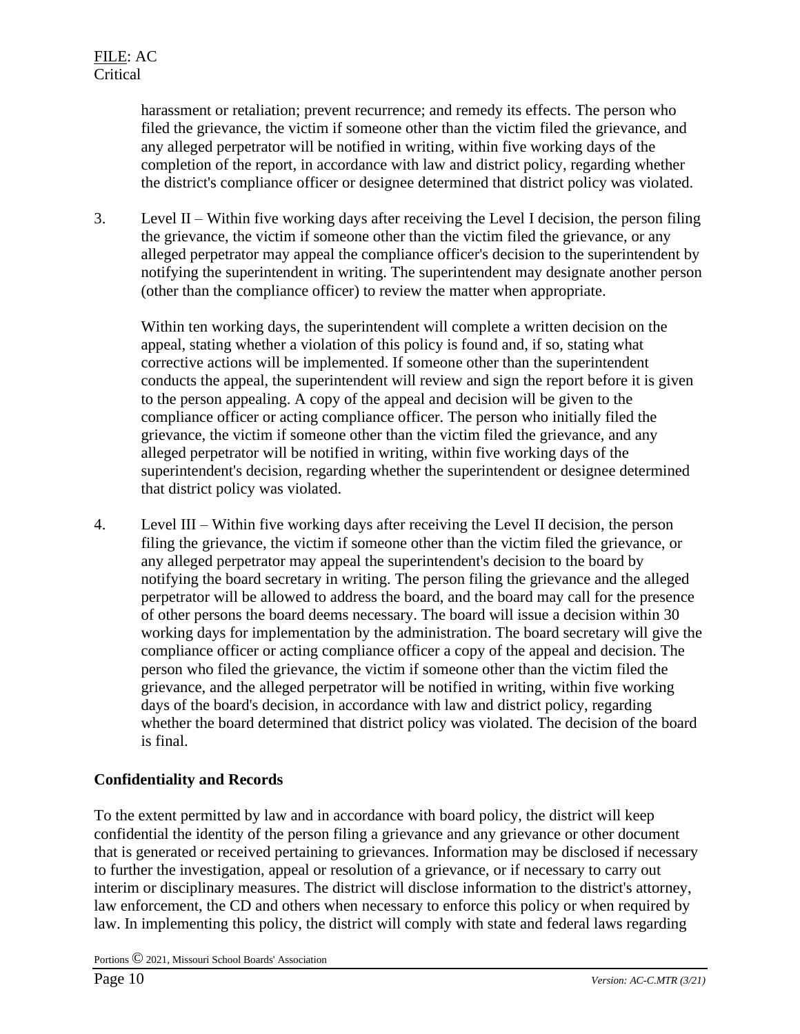harassment or retaliation; prevent recurrence; and remedy its effects. The person who filed the grievance, the victim if someone other than the victim filed the grievance, and any alleged perpetrator will be notified in writing, within five working days of the completion of the report, in accordance with law and district policy, regarding whether the district's compliance officer or designee determined that district policy was violated.

3. Level II – Within five working days after receiving the Level I decision, the person filing the grievance, the victim if someone other than the victim filed the grievance, or any alleged perpetrator may appeal the compliance officer's decision to the superintendent by notifying the superintendent in writing. The superintendent may designate another person (other than the compliance officer) to review the matter when appropriate.

   Within ten working days, the superintendent will complete a written decision on the appeal, stating whether a violation of this policy is found and, if so, stating what corrective actions will be implemented. If someone other than the superintendent conducts the appeal, the superintendent will review and sign the report before it is given to the person appealing. A copy of the appeal and decision will be given to the compliance officer or acting compliance officer. The person who initially filed the grievance, the victim if someone other than the victim filed the grievance, and any alleged perpetrator will be notified in writing, within five working days of the superintendent's decision, regarding whether the superintendent or designee determined that district policy was violated.

4. Level III – Within five working days after receiving the Level II decision, the person filing the grievance, the victim if someone other than the victim filed the grievance, or any alleged perpetrator may appeal the superintendent's decision to the board by notifying the board secretary in writing. The person filing the grievance and the alleged perpetrator will be allowed to address the board, and the board may call for the presence of other persons the board deems necessary. The board will issue a decision within 30 working days for implementation by the administration. The board secretary will give the compliance officer or acting compliance officer a copy of the appeal and decision. The person who filed the grievance, the victim if someone other than the victim filed the grievance, and the alleged perpetrator will be notified in writing, within five working days of the board's decision, in accordance with law and district policy, regarding whether the board determined that district policy was violated. The decision of the board is final.

**Confidentiality and Records**

To the extent permitted by law and in accordance with board policy, the district will keep confidential the identity of the person filing a grievance and any grievance or other document that is generated or received pertaining to grievances. Information may be disclosed if necessary to further the investigation, appeal or resolution of a grievance, or if necessary to carry out interim or disciplinary measures. The district will disclose information to the district's attorney, law enforcement, the CD and others when necessary to enforce this policy or when required by law. In implementing this policy, the district will comply with state and federal laws regarding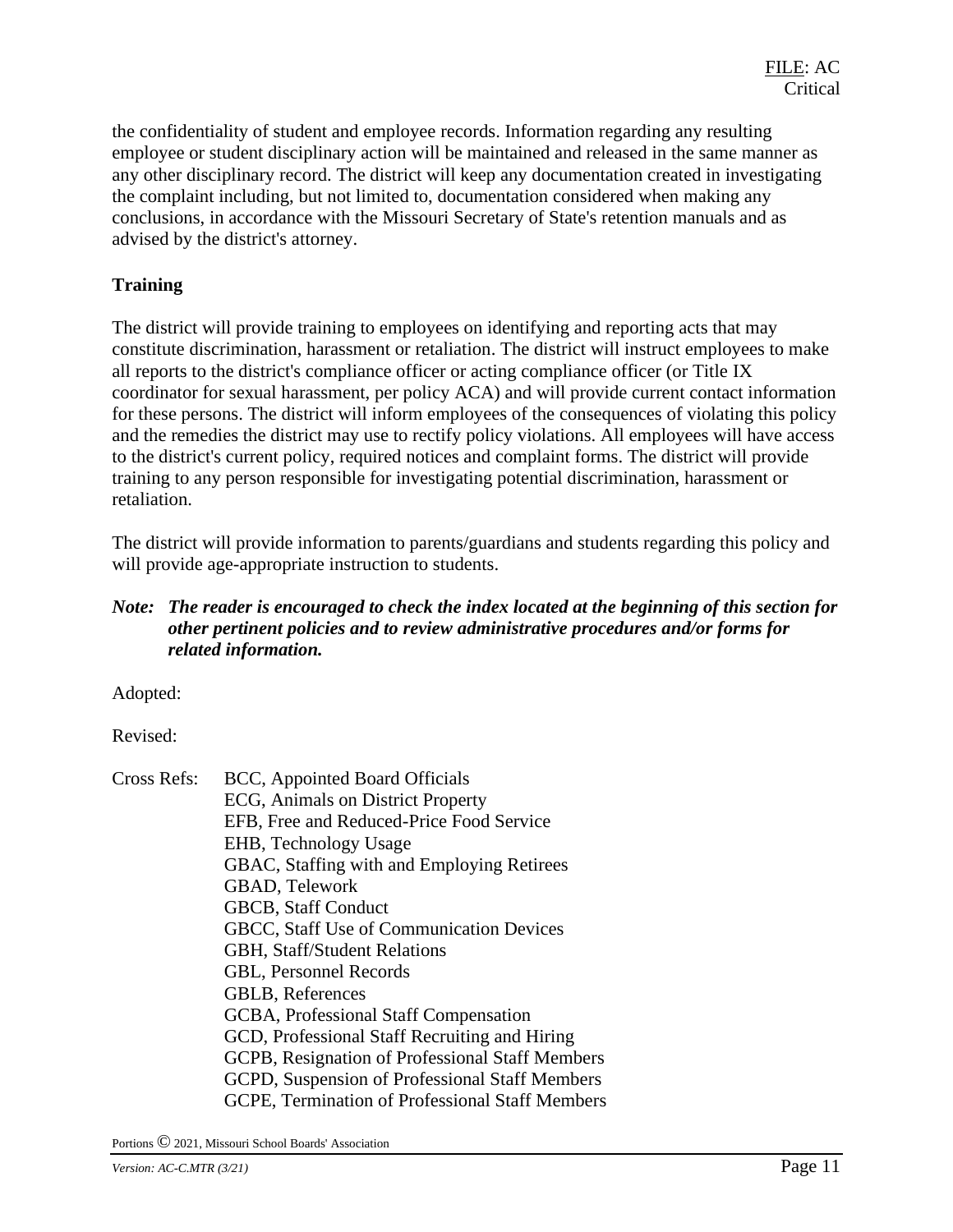the confidentiality of student and employee records. Information regarding any resulting employee or student disciplinary action will be maintained and released in the same manner as any other disciplinary record. The district will keep any documentation created in investigating the complaint including, but not limited to, documentation considered when making any conclusions, in accordance with the Missouri Secretary of State's retention manuals and as advised by the district's attorney.

## Training

The district will provide training to employees on identifying and reporting acts that may constitute discrimination, harassment or retaliation. The district will instruct employees to make all reports to the district's compliance officer or acting compliance officer (or Title IX coordinator for sexual harassment, per policy ACA) and will provide current contact information for these persons. The district will inform employees of the consequences of violating this policy and the remedies the district may use to rectify policy violations. All employees will have access to the district's current policy, required notices and complaint forms. The district will provide training to any person responsible for investigating potential discrimination, harassment or retaliation.

The district will provide information to parents/guardians and students regarding this policy and will provide age-appropriate instruction to students.

***Note: The reader is encouraged to check the index located at the beginning of this section for other pertinent policies and to review administrative procedures and/or forms for related information.***

Adopted:

Revised:

Cross Refs:
BCC, Appointed Board Officials
ECG, Animals on District Property
EFB, Free and Reduced-Price Food Service
EHB, Technology Usage
GBAC, Staffing with and Employing Retirees
GBAD, Telework
GBCB, Staff Conduct
GBCC, Staff Use of Communication Devices
GBH, Staff/Student Relations
GBL, Personnel Records
GBLB, References
GCBA, Professional Staff Compensation
GCD, Professional Staff Recruiting and Hiring
GCPB, Resignation of Professional Staff Members
GCPD, Suspension of Professional Staff Members
GCPE, Termination of Professional Staff Members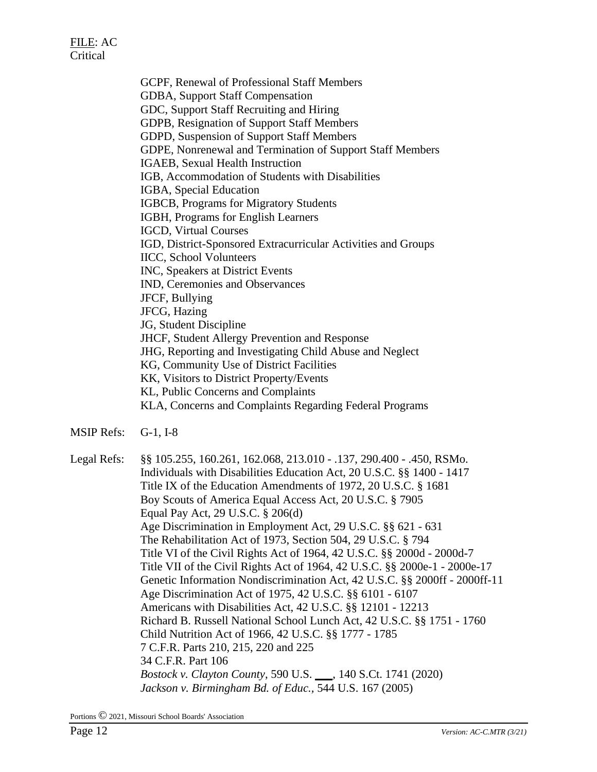GCPF, Renewal of Professional Staff Members
GDBA, Support Staff Compensation
GDC, Support Staff Recruiting and Hiring
GDPB, Resignation of Support Staff Members
GDPD, Suspension of Support Staff Members
GDPE, Nonrenewal and Termination of Support Staff Members
IGAEB, Sexual Health Instruction
IGB, Accommodation of Students with Disabilities
IGBA, Special Education
IGBCB, Programs for Migratory Students
IGBH, Programs for English Learners
IGCD, Virtual Courses
IGD, District-Sponsored Extracurricular Activities and Groups
IICC, School Volunteers
INC, Speakers at District Events
IND, Ceremonies and Observances
JFCF, Bullying
JFCG, Hazing
JG, Student Discipline
JHCF, Student Allergy Prevention and Response
JHG, Reporting and Investigating Child Abuse and Neglect
KG, Community Use of District Facilities
KK, Visitors to District Property/Events
KL, Public Concerns and Complaints
KLA, Concerns and Complaints Regarding Federal Programs

MSIP Refs: G-1, I-8

Legal Refs: §§ 105.255, 160.261, 162.068, 213.010 - .137, 290.400 - .450, RSMo.
Individuals with Disabilities Education Act, 20 U.S.C. §§ 1400 - 1417
Title IX of the Education Amendments of 1972, 20 U.S.C. § 1681
Boy Scouts of America Equal Access Act, 20 U.S.C. § 7905
Equal Pay Act, 29 U.S.C. § 206(d)
Age Discrimination in Employment Act, 29 U.S.C. §§ 621 - 631
The Rehabilitation Act of 1973, Section 504, 29 U.S.C. § 794
Title VI of the Civil Rights Act of 1964, 42 U.S.C. §§ 2000d - 2000d-7
Title VII of the Civil Rights Act of 1964, 42 U.S.C. §§ 2000e-1 - 2000e-17
Genetic Information Nondiscrimination Act, 42 U.S.C. §§ 2000ff - 2000ff-11
Age Discrimination Act of 1975, 42 U.S.C. §§ 6101 - 6107
Americans with Disabilities Act, 42 U.S.C. §§ 12101 - 12213
Richard B. Russell National School Lunch Act, 42 U.S.C. §§ 1751 - 1760
Child Nutrition Act of 1966, 42 U.S.C. §§ 1777 - 1785
7 C.F.R. Parts 210, 215, 220 and 225
34 C.F.R. Part 106
*Bostock v. Clayton County*, 590 U.S. ___, 140 S.Ct. 1741 (2020)
*Jackson v. Birmingham Bd. of Educ.*, 544 U.S. 167 (2005)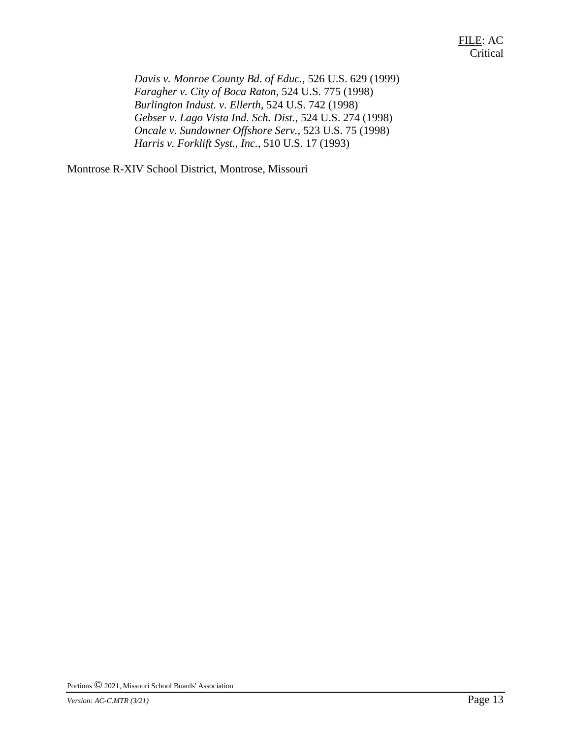*Davis v. Monroe County Bd. of Educ.*, 526 U.S. 629 (1999)
*Faragher v. City of Boca Raton*, 524 U.S. 775 (1998)
*Burlington Indust. v. Ellerth*, 524 U.S. 742 (1998)
*Gebser v. Lago Vista Ind. Sch. Dist.*, 524 U.S. 274 (1998)
*Oncale v. Sundowner Offshore Serv.*, 523 U.S. 75 (1998)
*Harris v. Forklift Syst., Inc.*, 510 U.S. 17 (1993)

Montrose R-XIV School District, Montrose, Missouri